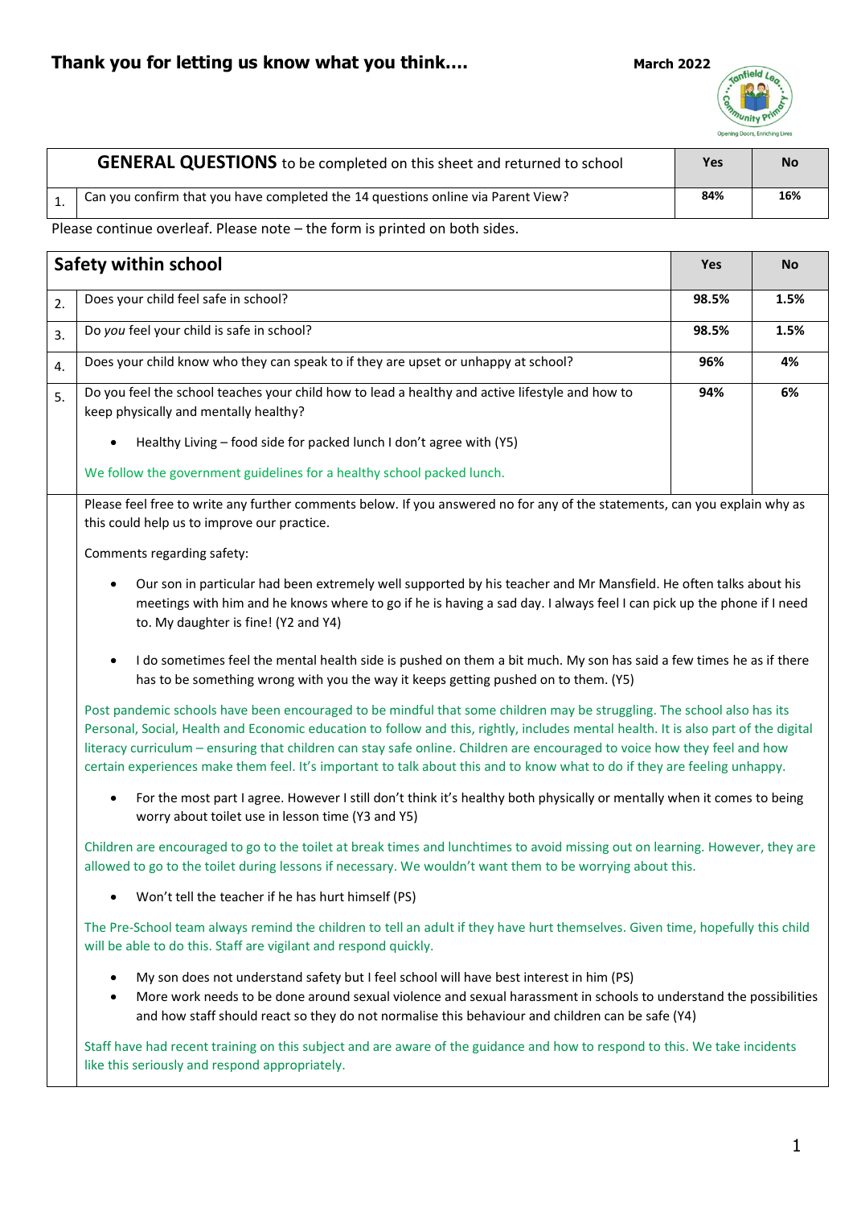# Thank you for letting us know what you think….

**March 2022**

| | **GENERAL QUESTIONS** to be completed on this sheet and returned to school | **Yes** | **No** |
|---|---|---|---|
| 1. | Can you confirm that you have completed the 14 questions online via Parent View? | **84%** | **16%** |

Please continue overleaf. Please note – the form is printed on both sides.

| | **Safety within school** | **Yes** | **No** |
|---|---|---|---|
| 2. | Does your child feel safe in school? | **98.5%** | **1.5%** |
| 3. | Do *you* feel your child is safe in school? | **98.5%** | **1.5%** |
| 4. | Does your child know who they can speak to if they are upset or unhappy at school? | **96%** | **4%** |
| 5. | Do you feel the school teaches your child how to lead a healthy and active lifestyle and how to keep physically and mentally healthy?<br>• Healthy Living – food side for packed lunch I don't agree with (Y5)<br>We follow the government guidelines for a healthy school packed lunch. | **94%** | **6%** |

Please feel free to write any further comments below. If you answered no for any of the statements, can you explain why as this could help us to improve our practice.

Comments regarding safety:

- Our son in particular had been extremely well supported by his teacher and Mr Mansfield. He often talks about his meetings with him and he knows where to go if he is having a sad day. I always feel I can pick up the phone if I need to. My daughter is fine! (Y2 and Y4)

- I do sometimes feel the mental health side is pushed on them a bit much. My son has said a few times he as if there has to be something wrong with you the way it keeps getting pushed on to them. (Y5)

Post pandemic schools have been encouraged to be mindful that some children may be struggling. The school also has its Personal, Social, Health and Economic education to follow and this, rightly, includes mental health. It is also part of the digital literacy curriculum – ensuring that children can stay safe online. Children are encouraged to voice how they feel and how certain experiences make them feel. It's important to talk about this and to know what to do if they are feeling unhappy.

- For the most part I agree. However I still don't think it's healthy both physically or mentally when it comes to being worry about toilet use in lesson time (Y3 and Y5)

Children are encouraged to go to the toilet at break times and lunchtimes to avoid missing out on learning. However, they are allowed to go to the toilet during lessons if necessary. We wouldn't want them to be worrying about this.

- Won't tell the teacher if he has hurt himself (PS)

The Pre-School team always remind the children to tell an adult if they have hurt themselves. Given time, hopefully this child will be able to do this. Staff are vigilant and respond quickly.

- My son does not understand safety but I feel school will have best interest in him (PS)
- More work needs to be done around sexual violence and sexual harassment in schools to understand the possibilities and how staff should react so they do not normalise this behaviour and children can be safe (Y4)

Staff have had recent training on this subject and are aware of the guidance and how to respond to this. We take incidents like this seriously and respond appropriately.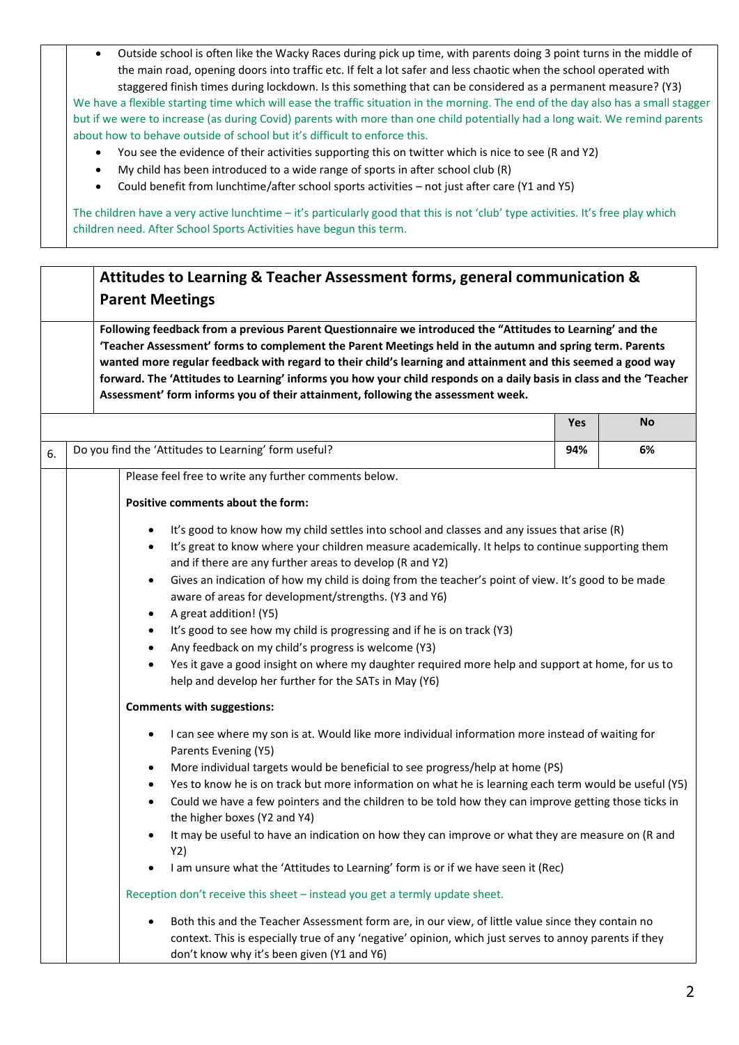- Outside school is often like the Wacky Races during pick up time, with parents doing 3 point turns in the middle of the main road, opening doors into traffic etc. If felt a lot safer and less chaotic when the school operated with staggered finish times during lockdown. Is this something that can be considered as a permanent measure? (Y3)

We have a flexible starting time which will ease the traffic situation in the morning. The end of the day also has a small stagger but if we were to increase (as during Covid) parents with more than one child potentially had a long wait. We remind parents about how to behave outside of school but it's difficult to enforce this.

- You see the evidence of their activities supporting this on twitter which is nice to see (R and Y2)
- My child has been introduced to a wide range of sports in after school club (R)
- Could benefit from lunchtime/after school sports activities – not just after care (Y1 and Y5)

The children have a very active lunchtime – it's particularly good that this is not 'club' type activities. It's free play which children need. After School Sports Activities have begun this term.

## Attitudes to Learning & Teacher Assessment forms, general communication & Parent Meetings

**Following feedback from a previous Parent Questionnaire we introduced the "Attitudes to Learning' and the 'Teacher Assessment' forms to complement the Parent Meetings held in the autumn and spring term. Parents wanted more regular feedback with regard to their child's learning and attainment and this seemed a good way forward. The 'Attitudes to Learning' informs you how your child responds on a daily basis in class and the 'Teacher Assessment' form informs you of their attainment, following the assessment week.**

| | | Yes | No |
|---|---|---|---|
| 6. | Do you find the 'Attitudes to Learning' form useful? | **94%** | **6%** |

Please feel free to write any further comments below.

**Positive comments about the form:**

- It's good to know how my child settles into school and classes and any issues that arise (R)
- It's great to know where your children measure academically. It helps to continue supporting them and if there are any further areas to develop (R and Y2)
- Gives an indication of how my child is doing from the teacher's point of view. It's good to be made aware of areas for development/strengths. (Y3 and Y6)
- A great addition! (Y5)
- It's good to see how my child is progressing and if he is on track (Y3)
- Any feedback on my child's progress is welcome (Y3)
- Yes it gave a good insight on where my daughter required more help and support at home, for us to help and develop her further for the SATs in May (Y6)

**Comments with suggestions:**

- I can see where my son is at. Would like more individual information more instead of waiting for Parents Evening (Y5)
- More individual targets would be beneficial to see progress/help at home (PS)
- Yes to know he is on track but more information on what he is learning each term would be useful (Y5)
- Could we have a few pointers and the children to be told how they can improve getting those ticks in the higher boxes (Y2 and Y4)
- It may be useful to have an indication on how they can improve or what they are measure on (R and Y2)
- I am unsure what the 'Attitudes to Learning' form is or if we have seen it (Rec)

Reception don't receive this sheet – instead you get a termly update sheet.

- Both this and the Teacher Assessment form are, in our view, of little value since they contain no context. This is especially true of any 'negative' opinion, which just serves to annoy parents if they don't know why it's been given (Y1 and Y6)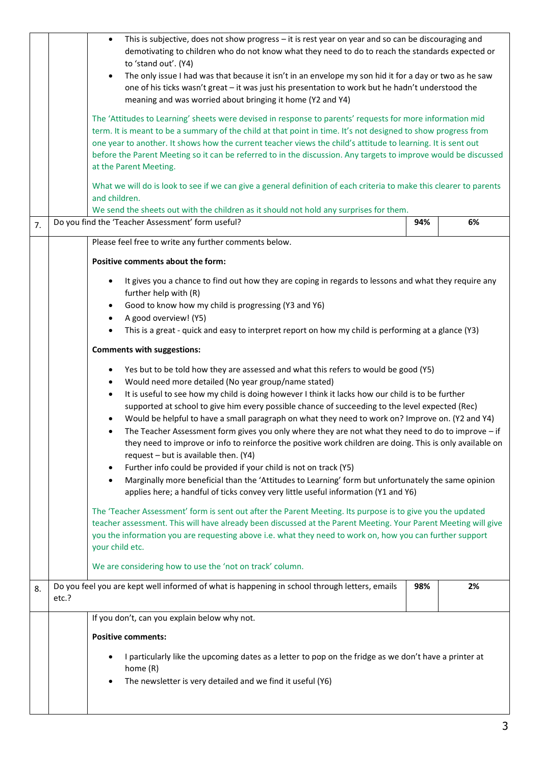- This is subjective, does not show progress – it is rest year on year and so can be discouraging and demotivating to children who do not know what they need to do to reach the standards expected or to 'stand out'. (Y4)
- The only issue I had was that because it isn't in an envelope my son hid it for a day or two as he saw one of his ticks wasn't great – it was just his presentation to work but he hadn't understood the meaning and was worried about bringing it home (Y2 and Y4)

The 'Attitudes to Learning' sheets were devised in response to parents' requests for more information mid term. It is meant to be a summary of the child at that point in time. It's not designed to show progress from one year to another. It shows how the current teacher views the child's attitude to learning. It is sent out before the Parent Meeting so it can be referred to in the discussion. Any targets to improve would be discussed at the Parent Meeting.

What we will do is look to see if we can give a general definition of each criteria to make this clearer to parents and children.
We send the sheets out with the children as it should not hold any surprises for them.

| 7. | Do you find the 'Teacher Assessment' form useful? | 94% | 6% |
|---|---|---|---|

Please feel free to write any further comments below.

**Positive comments about the form:**

- It gives you a chance to find out how they are coping in regards to lessons and what they require any further help with (R)
- Good to know how my child is progressing (Y3 and Y6)
- A good overview! (Y5)
- This is a great - quick and easy to interpret report on how my child is performing at a glance (Y3)

**Comments with suggestions:**

- Yes but to be told how they are assessed and what this refers to would be good (Y5)
- Would need more detailed (No year group/name stated)
- It is useful to see how my child is doing however I think it lacks how our child is to be further supported at school to give him every possible chance of succeeding to the level expected (Rec)
- Would be helpful to have a small paragraph on what they need to work on? Improve on. (Y2 and Y4)
- The Teacher Assessment form gives you only where they are not what they need to do to improve – if they need to improve or info to reinforce the positive work children are doing. This is only available on request – but is available then. (Y4)
- Further info could be provided if your child is not on track (Y5)
- Marginally more beneficial than the 'Attitudes to Learning' form but unfortunately the same opinion applies here; a handful of ticks convey very little useful information (Y1 and Y6)

The 'Teacher Assessment' form is sent out after the Parent Meeting. Its purpose is to give you the updated teacher assessment. This will have already been discussed at the Parent Meeting. Your Parent Meeting will give you the information you are requesting above i.e. what they need to work on, how you can further support your child etc.

We are considering how to use the 'not on track' column.

| 8. | Do you feel you are kept well informed of what is happening in school through letters, emails etc.? | 98% | 2% |
|---|---|---|---|

If you don't, can you explain below why not.

**Positive comments:**

- I particularly like the upcoming dates as a letter to pop on the fridge as we don't have a printer at home (R)
- The newsletter is very detailed and we find it useful (Y6)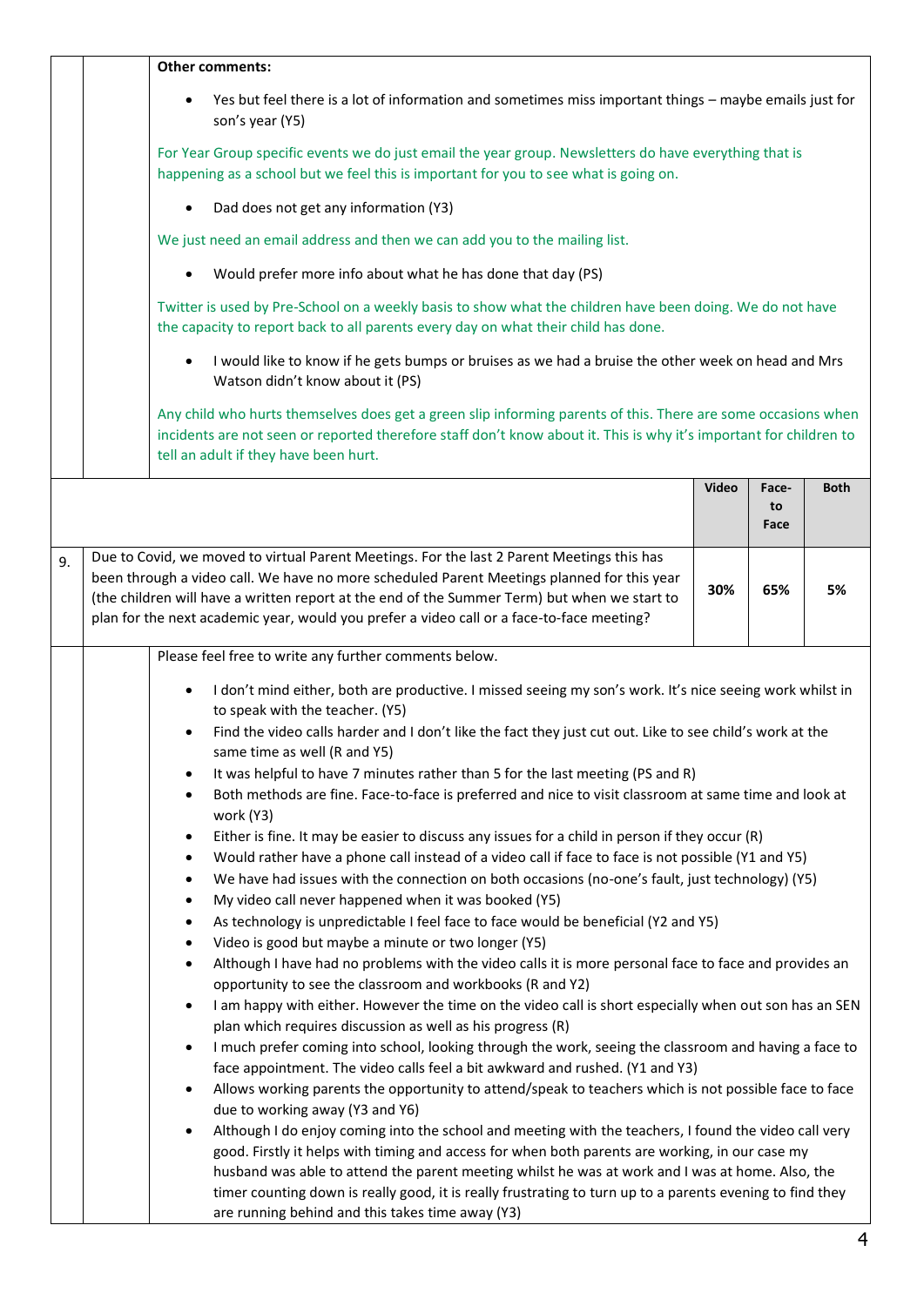**Other comments:**

- Yes but feel there is a lot of information and sometimes miss important things – maybe emails just for son's year (Y5)

For Year Group specific events we do just email the year group. Newsletters do have everything that is happening as a school but we feel this is important for you to see what is going on.

- Dad does not get any information (Y3)

We just need an email address and then we can add you to the mailing list.

- Would prefer more info about what he has done that day (PS)

Twitter is used by Pre-School on a weekly basis to show what the children have been doing. We do not have the capacity to report back to all parents every day on what their child has done.

- I would like to know if he gets bumps or bruises as we had a bruise the other week on head and Mrs Watson didn't know about it (PS)

Any child who hurts themselves does get a green slip informing parents of this. There are some occasions when incidents are not seen or reported therefore staff don't know about it. This is why it's important for children to tell an adult if they have been hurt.

| | | Video | Face-to Face | Both |
|---|---|---|---|---|
| 9. | Due to Covid, we moved to virtual Parent Meetings. For the last 2 Parent Meetings this has been through a video call. We have no more scheduled Parent Meetings planned for this year (the children will have a written report at the end of the Summer Term) but when we start to plan for the next academic year, would you prefer a video call or a face-to-face meeting? | 30% | 65% | 5% |

Please feel free to write any further comments below.

- I don't mind either, both are productive. I missed seeing my son's work. It's nice seeing work whilst in to speak with the teacher. (Y5)
- Find the video calls harder and I don't like the fact they just cut out. Like to see child's work at the same time as well (R and Y5)
- It was helpful to have 7 minutes rather than 5 for the last meeting (PS and R)
- Both methods are fine. Face-to-face is preferred and nice to visit classroom at same time and look at work (Y3)
- Either is fine. It may be easier to discuss any issues for a child in person if they occur (R)
- Would rather have a phone call instead of a video call if face to face is not possible (Y1 and Y5)
- We have had issues with the connection on both occasions (no-one's fault, just technology) (Y5)
- My video call never happened when it was booked (Y5)
- As technology is unpredictable I feel face to face would be beneficial (Y2 and Y5)
- Video is good but maybe a minute or two longer (Y5)
- Although I have had no problems with the video calls it is more personal face to face and provides an opportunity to see the classroom and workbooks (R and Y2)
- I am happy with either. However the time on the video call is short especially when out son has an SEN plan which requires discussion as well as his progress (R)
- I much prefer coming into school, looking through the work, seeing the classroom and having a face to face appointment. The video calls feel a bit awkward and rushed. (Y1 and Y3)
- Allows working parents the opportunity to attend/speak to teachers which is not possible face to face due to working away (Y3 and Y6)
- Although I do enjoy coming into the school and meeting with the teachers, I found the video call very good. Firstly it helps with timing and access for when both parents are working, in our case my husband was able to attend the parent meeting whilst he was at work and I was at home. Also, the timer counting down is really good, it is really frustrating to turn up to a parents evening to find they are running behind and this takes time away (Y3)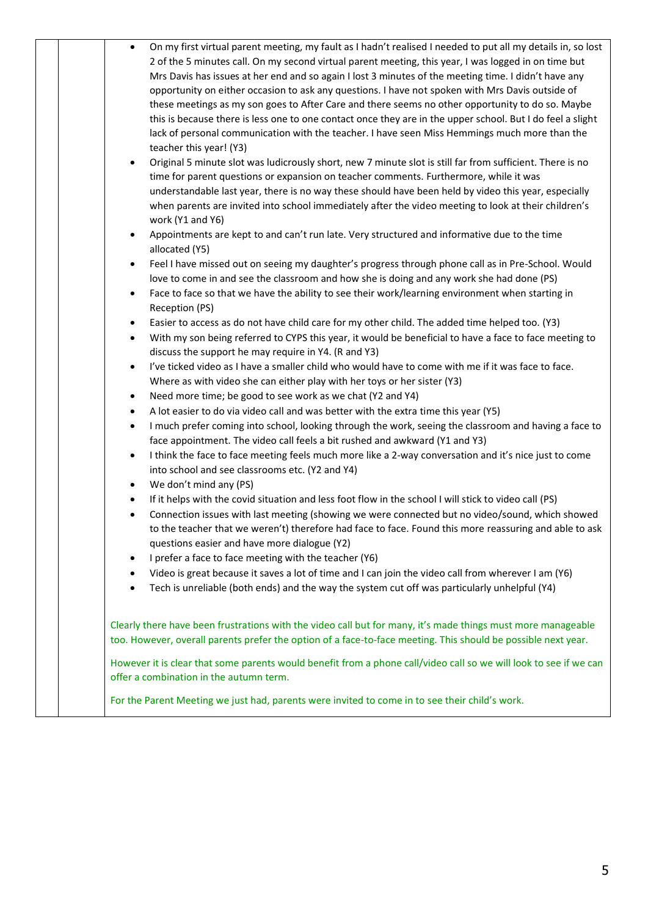- On my first virtual parent meeting, my fault as I hadn't realised I needed to put all my details in, so lost 2 of the 5 minutes call. On my second virtual parent meeting, this year, I was logged in on time but Mrs Davis has issues at her end and so again I lost 3 minutes of the meeting time. I didn't have any opportunity on either occasion to ask any questions. I have not spoken with Mrs Davis outside of these meetings as my son goes to After Care and there seems no other opportunity to do so. Maybe this is because there is less one to one contact once they are in the upper school. But I do feel a slight lack of personal communication with the teacher. I have seen Miss Hemmings much more than the teacher this year! (Y3)
- Original 5 minute slot was ludicrously short, new 7 minute slot is still far from sufficient. There is no time for parent questions or expansion on teacher comments. Furthermore, while it was understandable last year, there is no way these should have been held by video this year, especially when parents are invited into school immediately after the video meeting to look at their children's work (Y1 and Y6)
- Appointments are kept to and can't run late. Very structured and informative due to the time allocated (Y5)
- Feel I have missed out on seeing my daughter's progress through phone call as in Pre-School. Would love to come in and see the classroom and how she is doing and any work she had done (PS)
- Face to face so that we have the ability to see their work/learning environment when starting in Reception (PS)
- Easier to access as do not have child care for my other child. The added time helped too. (Y3)
- With my son being referred to CYPS this year, it would be beneficial to have a face to face meeting to discuss the support he may require in Y4. (R and Y3)
- I've ticked video as I have a smaller child who would have to come with me if it was face to face. Where as with video she can either play with her toys or her sister (Y3)
- Need more time; be good to see work as we chat (Y2 and Y4)
- A lot easier to do via video call and was better with the extra time this year (Y5)
- I much prefer coming into school, looking through the work, seeing the classroom and having a face to face appointment. The video call feels a bit rushed and awkward (Y1 and Y3)
- I think the face to face meeting feels much more like a 2-way conversation and it's nice just to come into school and see classrooms etc. (Y2 and Y4)
- We don't mind any (PS)
- If it helps with the covid situation and less foot flow in the school I will stick to video call (PS)
- Connection issues with last meeting (showing we were connected but no video/sound, which showed to the teacher that we weren't) therefore had face to face. Found this more reassuring and able to ask questions easier and have more dialogue (Y2)
- I prefer a face to face meeting with the teacher (Y6)
- Video is great because it saves a lot of time and I can join the video call from wherever I am (Y6)
- Tech is unreliable (both ends) and the way the system cut off was particularly unhelpful (Y4)

Clearly there have been frustrations with the video call but for many, it's made things must more manageable too. However, overall parents prefer the option of a face-to-face meeting. This should be possible next year.

However it is clear that some parents would benefit from a phone call/video call so we will look to see if we can offer a combination in the autumn term.

For the Parent Meeting we just had, parents were invited to come in to see their child's work.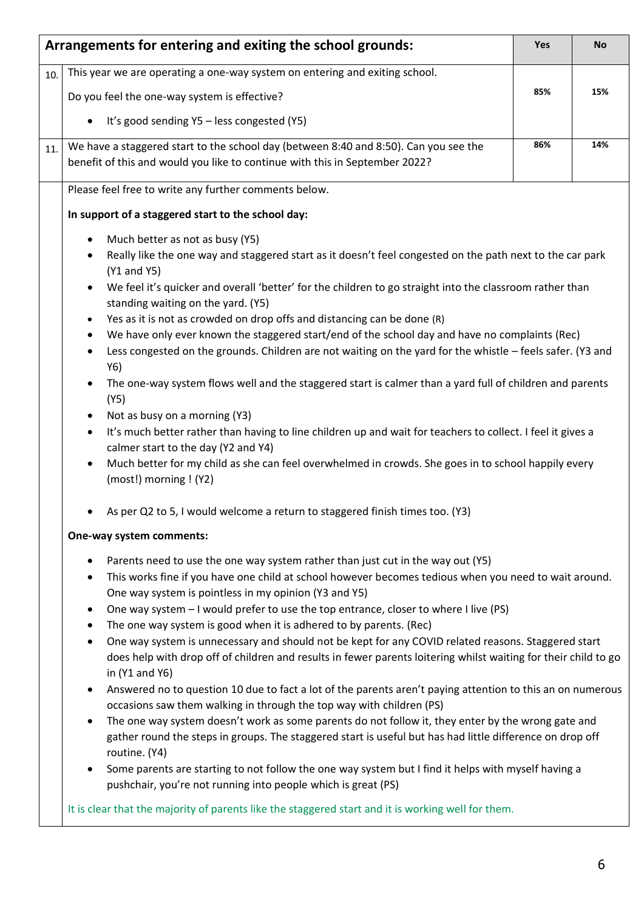| | Arrangements for entering and exiting the school grounds: | Yes | No |
|---|---|---|---|
| 10. | This year we are operating a one-way system on entering and exiting school.<br><br>Do you feel the one-way system is effective?<br><br>• It's good sending Y5 – less congested (Y5) | 85% | 15% |
| 11. | We have a staggered start to the school day (between 8:40 and 8:50). Can you see the benefit of this and would you like to continue with this in September 2022? | 86% | 14% |

Please feel free to write any further comments below.

**In support of a staggered start to the school day:**

- Much better as not as busy (Y5)
- Really like the one way and staggered start as it doesn't feel congested on the path next to the car park (Y1 and Y5)
- We feel it's quicker and overall 'better' for the children to go straight into the classroom rather than standing waiting on the yard. (Y5)
- Yes as it is not as crowded on drop offs and distancing can be done (R)
- We have only ever known the staggered start/end of the school day and have no complaints (Rec)
- Less congested on the grounds. Children are not waiting on the yard for the whistle – feels safer. (Y3 and Y6)
- The one-way system flows well and the staggered start is calmer than a yard full of children and parents (Y5)
- Not as busy on a morning (Y3)
- It's much better rather than having to line children up and wait for teachers to collect. I feel it gives a calmer start to the day (Y2 and Y4)
- Much better for my child as she can feel overwhelmed in crowds. She goes in to school happily every (most!) morning ! (Y2)

- As per Q2 to 5, I would welcome a return to staggered finish times too. (Y3)

**One-way system comments:**

- Parents need to use the one way system rather than just cut in the way out (Y5)
- This works fine if you have one child at school however becomes tedious when you need to wait around. One way system is pointless in my opinion (Y3 and Y5)
- One way system – I would prefer to use the top entrance, closer to where I live (PS)
- The one way system is good when it is adhered to by parents. (Rec)
- One way system is unnecessary and should not be kept for any COVID related reasons. Staggered start does help with drop off of children and results in fewer parents loitering whilst waiting for their child to go in (Y1 and Y6)
- Answered no to question 10 due to fact a lot of the parents aren't paying attention to this an on numerous occasions saw them walking in through the top way with children (PS)
- The one way system doesn't work as some parents do not follow it, they enter by the wrong gate and gather round the steps in groups. The staggered start is useful but has had little difference on drop off routine. (Y4)
- Some parents are starting to not follow the one way system but I find it helps with myself having a pushchair, you're not running into people which is great (PS)

It is clear that the majority of parents like the staggered start and it is working well for them.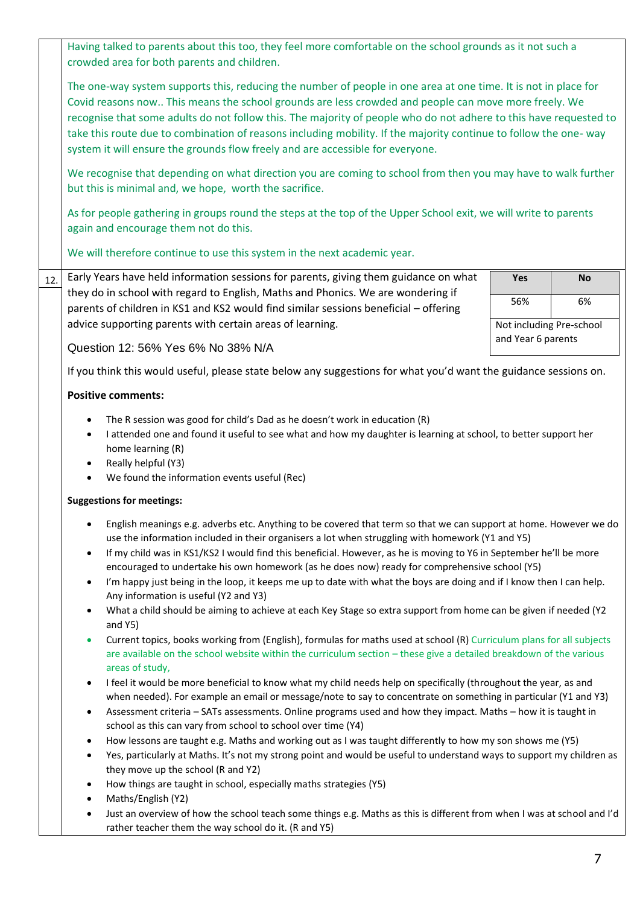Having talked to parents about this too, they feel more comfortable on the school grounds as it not such a crowded area for both parents and children.

The one-way system supports this, reducing the number of people in one area at one time. It is not in place for Covid reasons now.. This means the school grounds are less crowded and people can move more freely. We recognise that some adults do not follow this. The majority of people who do not adhere to this have requested to take this route due to combination of reasons including mobility. If the majority continue to follow the one- way system it will ensure the grounds flow freely and are accessible for everyone.

We recognise that depending on what direction you are coming to school from then you may have to walk further but this is minimal and, we hope, worth the sacrifice.

As for people gathering in groups round the steps at the top of the Upper School exit, we will write to parents again and encourage them not do this.

We will therefore continue to use this system in the next academic year.

12. Early Years have held information sessions for parents, giving them guidance on what they do in school with regard to English, Maths and Phonics. We are wondering if parents of children in KS1 and KS2 would find similar sessions beneficial – offering advice supporting parents with certain areas of learning.

| Yes | No |
|---|---|
| 56% | 6% |
| Not including Pre-school and Year 6 parents | |

Question 12: 56% Yes 6% No 38% N/A

If you think this would useful, please state below any suggestions for what you'd want the guidance sessions on.

**Positive comments:**

- The R session was good for child's Dad as he doesn't work in education (R)
- I attended one and found it useful to see what and how my daughter is learning at school, to better support her home learning (R)
- Really helpful (Y3)
- We found the information events useful (Rec)

**Suggestions for meetings:**

- English meanings e.g. adverbs etc. Anything to be covered that term so that we can support at home. However we do use the information included in their organisers a lot when struggling with homework (Y1 and Y5)
- If my child was in KS1/KS2 I would find this beneficial. However, as he is moving to Y6 in September he'll be more encouraged to undertake his own homework (as he does now) ready for comprehensive school (Y5)
- I'm happy just being in the loop, it keeps me up to date with what the boys are doing and if I know then I can help. Any information is useful (Y2 and Y3)
- What a child should be aiming to achieve at each Key Stage so extra support from home can be given if needed (Y2 and Y5)
- Current topics, books working from (English), formulas for maths used at school (R) Curriculum plans for all subjects are available on the school website within the curriculum section – these give a detailed breakdown of the various areas of study,
- I feel it would be more beneficial to know what my child needs help on specifically (throughout the year, as and when needed). For example an email or message/note to say to concentrate on something in particular (Y1 and Y3)
- Assessment criteria – SATs assessments. Online programs used and how they impact. Maths – how it is taught in school as this can vary from school to school over time (Y4)
- How lessons are taught e.g. Maths and working out as I was taught differently to how my son shows me (Y5)
- Yes, particularly at Maths. It's not my strong point and would be useful to understand ways to support my children as they move up the school (R and Y2)
- How things are taught in school, especially maths strategies (Y5)
- Maths/English (Y2)
- Just an overview of how the school teach some things e.g. Maths as this is different from when I was at school and I'd rather teacher them the way school do it. (R and Y5)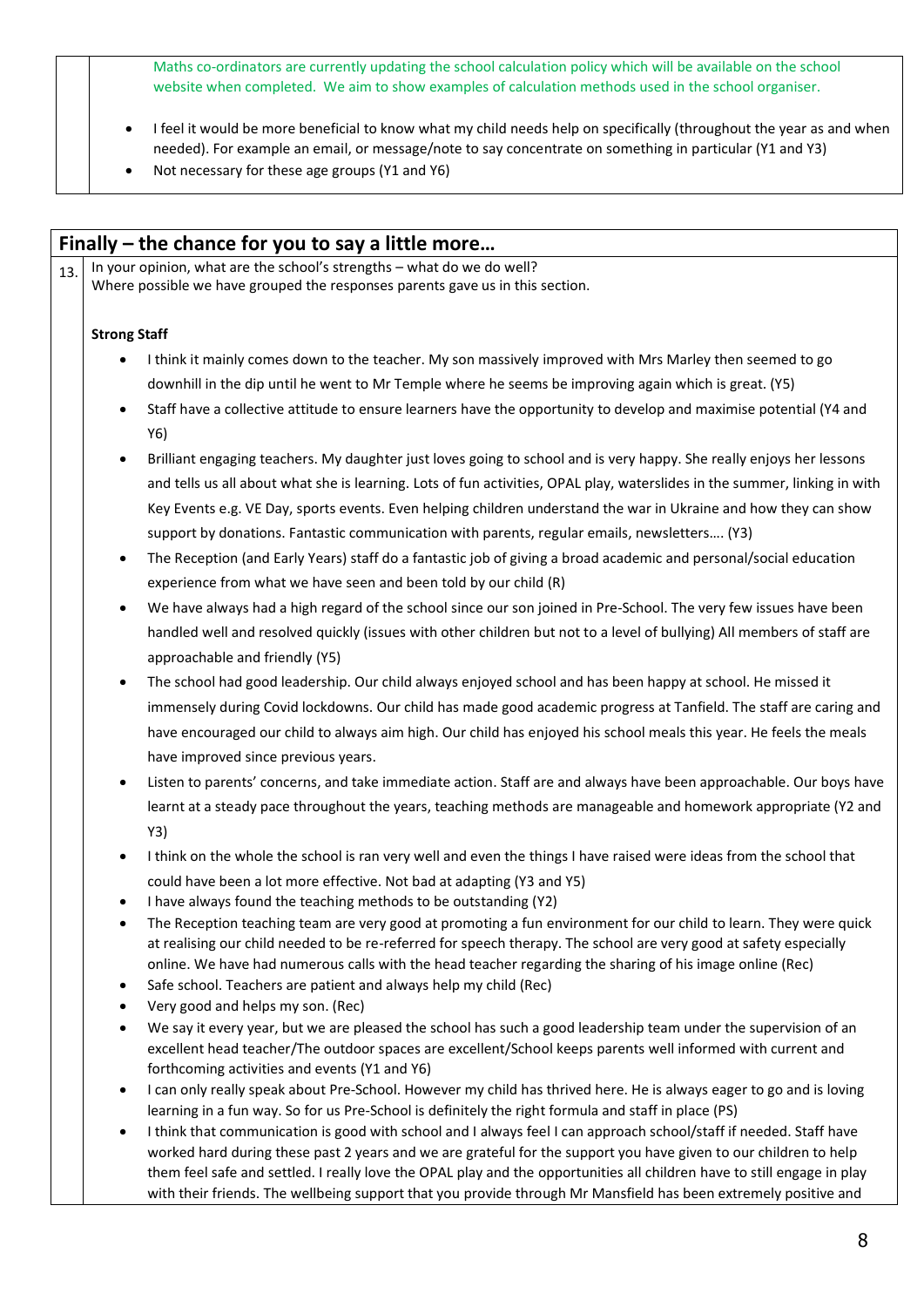Maths co-ordinators are currently updating the school calculation policy which will be available on the school website when completed. We aim to show examples of calculation methods used in the school organiser.

- I feel it would be more beneficial to know what my child needs help on specifically (throughout the year as and when needed). For example an email, or message/note to say concentrate on something in particular (Y1 and Y3)
- Not necessary for these age groups (Y1 and Y6)

## Finally – the chance for you to say a little more…

13. In your opinion, what are the school's strengths – what do we do well?
Where possible we have grouped the responses parents gave us in this section.

**Strong Staff**

- I think it mainly comes down to the teacher. My son massively improved with Mrs Marley then seemed to go downhill in the dip until he went to Mr Temple where he seems be improving again which is great. (Y5)
- Staff have a collective attitude to ensure learners have the opportunity to develop and maximise potential (Y4 and Y6)
- Brilliant engaging teachers. My daughter just loves going to school and is very happy. She really enjoys her lessons and tells us all about what she is learning. Lots of fun activities, OPAL play, waterslides in the summer, linking in with Key Events e.g. VE Day, sports events. Even helping children understand the war in Ukraine and how they can show support by donations. Fantastic communication with parents, regular emails, newsletters…. (Y3)
- The Reception (and Early Years) staff do a fantastic job of giving a broad academic and personal/social education experience from what we have seen and been told by our child (R)
- We have always had a high regard of the school since our son joined in Pre-School. The very few issues have been handled well and resolved quickly (issues with other children but not to a level of bullying) All members of staff are approachable and friendly (Y5)
- The school had good leadership. Our child always enjoyed school and has been happy at school. He missed it immensely during Covid lockdowns. Our child has made good academic progress at Tanfield. The staff are caring and have encouraged our child to always aim high. Our child has enjoyed his school meals this year. He feels the meals have improved since previous years.
- Listen to parents' concerns, and take immediate action. Staff are and always have been approachable. Our boys have learnt at a steady pace throughout the years, teaching methods are manageable and homework appropriate (Y2 and Y3)
- I think on the whole the school is ran very well and even the things I have raised were ideas from the school that could have been a lot more effective. Not bad at adapting (Y3 and Y5)
- I have always found the teaching methods to be outstanding (Y2)
- The Reception teaching team are very good at promoting a fun environment for our child to learn. They were quick at realising our child needed to be re-referred for speech therapy. The school are very good at safety especially online. We have had numerous calls with the head teacher regarding the sharing of his image online (Rec)
- Safe school. Teachers are patient and always help my child (Rec)
- Very good and helps my son. (Rec)
- We say it every year, but we are pleased the school has such a good leadership team under the supervision of an excellent head teacher/The outdoor spaces are excellent/School keeps parents well informed with current and forthcoming activities and events (Y1 and Y6)
- I can only really speak about Pre-School. However my child has thrived here. He is always eager to go and is loving learning in a fun way. So for us Pre-School is definitely the right formula and staff in place (PS)
- I think that communication is good with school and I always feel I can approach school/staff if needed. Staff have worked hard during these past 2 years and we are grateful for the support you have given to our children to help them feel safe and settled. I really love the OPAL play and the opportunities all children have to still engage in play with their friends. The wellbeing support that you provide through Mr Mansfield has been extremely positive and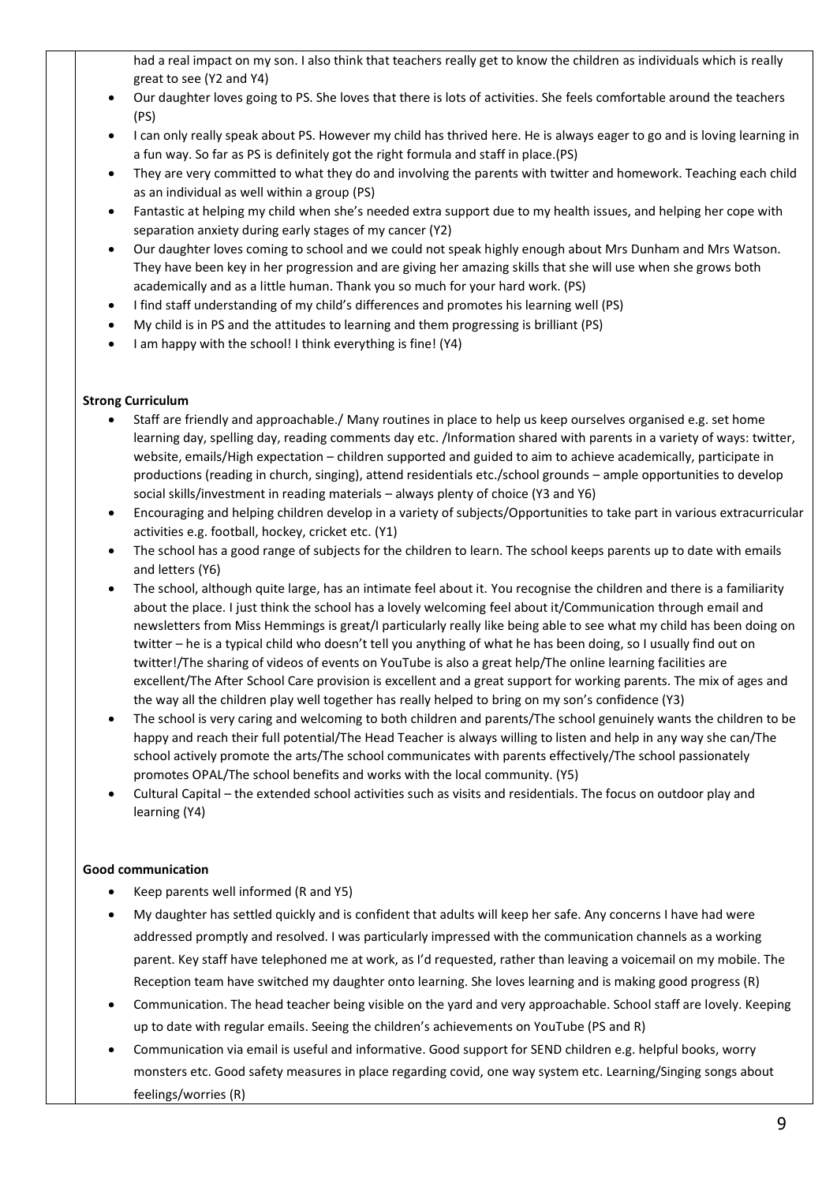had a real impact on my son. I also think that teachers really get to know the children as individuals which is really great to see (Y2 and Y4)

- Our daughter loves going to PS. She loves that there is lots of activities. She feels comfortable around the teachers (PS)
- I can only really speak about PS. However my child has thrived here. He is always eager to go and is loving learning in a fun way. So far as PS is definitely got the right formula and staff in place.(PS)
- They are very committed to what they do and involving the parents with twitter and homework. Teaching each child as an individual as well within a group (PS)
- Fantastic at helping my child when she's needed extra support due to my health issues, and helping her cope with separation anxiety during early stages of my cancer (Y2)
- Our daughter loves coming to school and we could not speak highly enough about Mrs Dunham and Mrs Watson. They have been key in her progression and are giving her amazing skills that she will use when she grows both academically and as a little human. Thank you so much for your hard work. (PS)
- I find staff understanding of my child's differences and promotes his learning well (PS)
- My child is in PS and the attitudes to learning and them progressing is brilliant (PS)
- I am happy with the school! I think everything is fine! (Y4)

**Strong Curriculum**

- Staff are friendly and approachable./ Many routines in place to help us keep ourselves organised e.g. set home learning day, spelling day, reading comments day etc. /Information shared with parents in a variety of ways: twitter, website, emails/High expectation – children supported and guided to aim to achieve academically, participate in productions (reading in church, singing), attend residentials etc./school grounds – ample opportunities to develop social skills/investment in reading materials – always plenty of choice (Y3 and Y6)
- Encouraging and helping children develop in a variety of subjects/Opportunities to take part in various extracurricular activities e.g. football, hockey, cricket etc. (Y1)
- The school has a good range of subjects for the children to learn. The school keeps parents up to date with emails and letters (Y6)
- The school, although quite large, has an intimate feel about it. You recognise the children and there is a familiarity about the place. I just think the school has a lovely welcoming feel about it/Communication through email and newsletters from Miss Hemmings is great/I particularly really like being able to see what my child has been doing on twitter – he is a typical child who doesn't tell you anything of what he has been doing, so I usually find out on twitter!/The sharing of videos of events on YouTube is also a great help/The online learning facilities are excellent/The After School Care provision is excellent and a great support for working parents. The mix of ages and the way all the children play well together has really helped to bring on my son's confidence (Y3)
- The school is very caring and welcoming to both children and parents/The school genuinely wants the children to be happy and reach their full potential/The Head Teacher is always willing to listen and help in any way she can/The school actively promote the arts/The school communicates with parents effectively/The school passionately promotes OPAL/The school benefits and works with the local community. (Y5)
- Cultural Capital – the extended school activities such as visits and residentials. The focus on outdoor play and learning (Y4)

**Good communication**

- Keep parents well informed (R and Y5)
- My daughter has settled quickly and is confident that adults will keep her safe. Any concerns I have had were addressed promptly and resolved. I was particularly impressed with the communication channels as a working parent. Key staff have telephoned me at work, as I'd requested, rather than leaving a voicemail on my mobile. The Reception team have switched my daughter onto learning. She loves learning and is making good progress (R)
- Communication. The head teacher being visible on the yard and very approachable. School staff are lovely. Keeping up to date with regular emails. Seeing the children's achievements on YouTube (PS and R)
- Communication via email is useful and informative. Good support for SEND children e.g. helpful books, worry monsters etc. Good safety measures in place regarding covid, one way system etc. Learning/Singing songs about feelings/worries (R)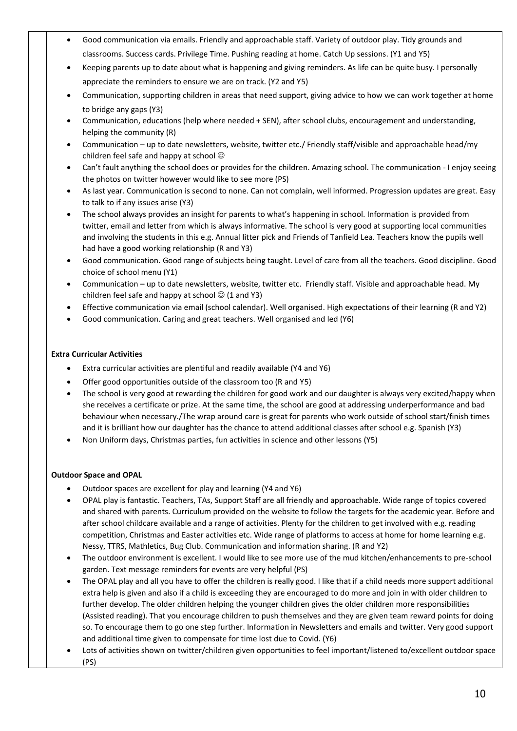- Good communication via emails. Friendly and approachable staff. Variety of outdoor play. Tidy grounds and classrooms. Success cards. Privilege Time. Pushing reading at home. Catch Up sessions. (Y1 and Y5)
- Keeping parents up to date about what is happening and giving reminders. As life can be quite busy. I personally appreciate the reminders to ensure we are on track. (Y2 and Y5)
- Communication, supporting children in areas that need support, giving advice to how we can work together at home to bridge any gaps (Y3)
- Communication, educations (help where needed + SEN), after school clubs, encouragement and understanding, helping the community (R)
- Communication – up to date newsletters, website, twitter etc./ Friendly staff/visible and approachable head/my children feel safe and happy at school ☺
- Can't fault anything the school does or provides for the children. Amazing school. The communication - I enjoy seeing the photos on twitter however would like to see more (PS)
- As last year. Communication is second to none. Can not complain, well informed. Progression updates are great. Easy to talk to if any issues arise (Y3)
- The school always provides an insight for parents to what's happening in school. Information is provided from twitter, email and letter from which is always informative. The school is very good at supporting local communities and involving the students in this e.g. Annual litter pick and Friends of Tanfield Lea. Teachers know the pupils well had have a good working relationship (R and Y3)
- Good communication. Good range of subjects being taught. Level of care from all the teachers. Good discipline. Good choice of school menu (Y1)
- Communication – up to date newsletters, website, twitter etc. Friendly staff. Visible and approachable head. My children feel safe and happy at school ☺ (1 and Y3)
- Effective communication via email (school calendar). Well organised. High expectations of their learning (R and Y2)
- Good communication. Caring and great teachers. Well organised and led (Y6)

**Extra Curricular Activities**

- Extra curricular activities are plentiful and readily available (Y4 and Y6)
- Offer good opportunities outside of the classroom too (R and Y5)
- The school is very good at rewarding the children for good work and our daughter is always very excited/happy when she receives a certificate or prize. At the same time, the school are good at addressing underperformance and bad behaviour when necessary./The wrap around care is great for parents who work outside of school start/finish times and it is brilliant how our daughter has the chance to attend additional classes after school e.g. Spanish (Y3)
- Non Uniform days, Christmas parties, fun activities in science and other lessons (Y5)

**Outdoor Space and OPAL**

- Outdoor spaces are excellent for play and learning (Y4 and Y6)
- OPAL play is fantastic. Teachers, TAs, Support Staff are all friendly and approachable. Wide range of topics covered and shared with parents. Curriculum provided on the website to follow the targets for the academic year. Before and after school childcare available and a range of activities. Plenty for the children to get involved with e.g. reading competition, Christmas and Easter activities etc. Wide range of platforms to access at home for home learning e.g. Nessy, TTRS, Mathletics, Bug Club. Communication and information sharing. (R and Y2)
- The outdoor environment is excellent. I would like to see more use of the mud kitchen/enhancements to pre-school garden. Text message reminders for events are very helpful (PS)
- The OPAL play and all you have to offer the children is really good. I like that if a child needs more support additional extra help is given and also if a child is exceeding they are encouraged to do more and join in with older children to further develop. The older children helping the younger children gives the older children more responsibilities (Assisted reading). That you encourage children to push themselves and they are given team reward points for doing so. To encourage them to go one step further. Information in Newsletters and emails and twitter. Very good support and additional time given to compensate for time lost due to Covid. (Y6)
- Lots of activities shown on twitter/children given opportunities to feel important/listened to/excellent outdoor space (PS)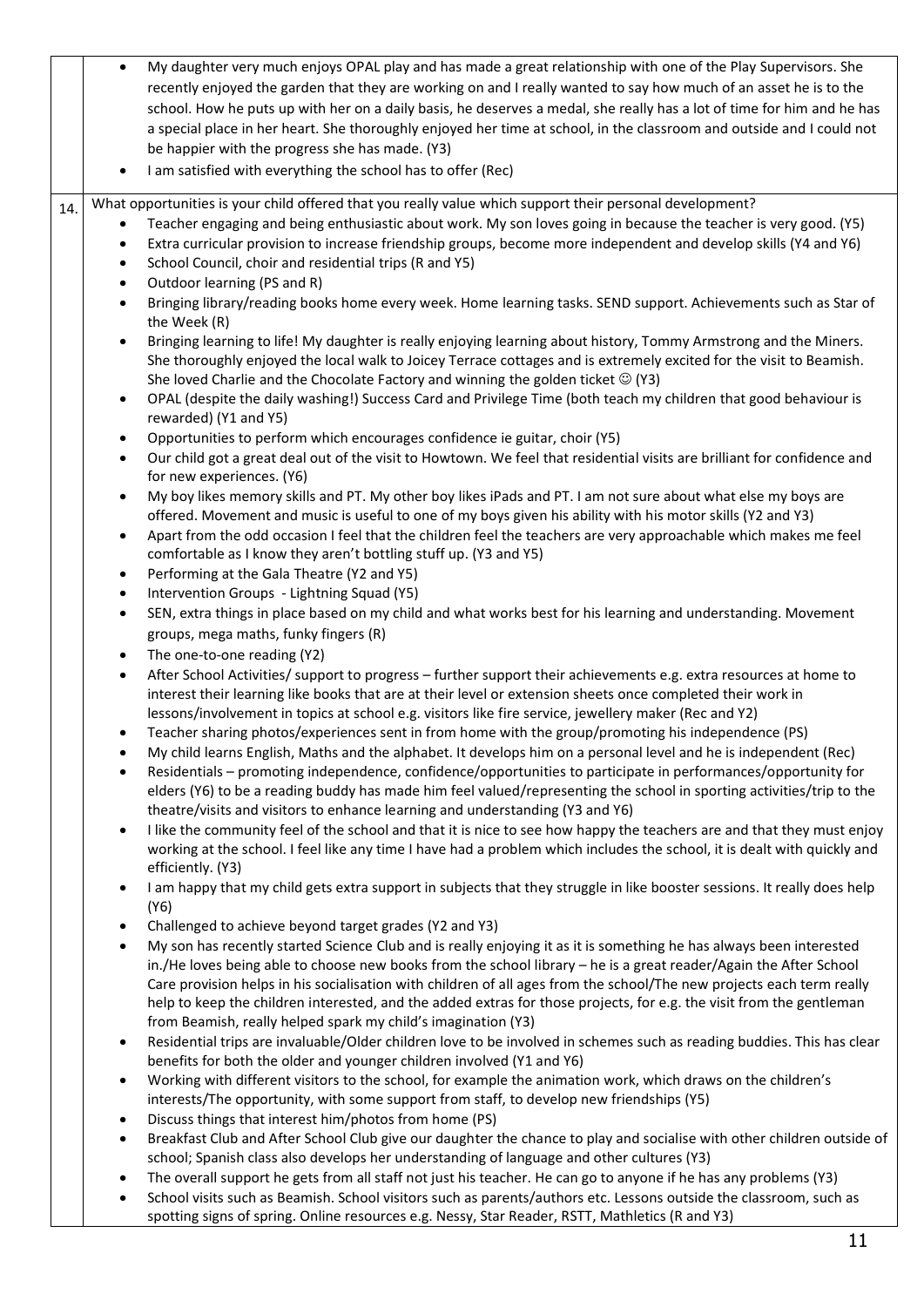| | |
|---|---|
| | • My daughter very much enjoys OPAL play and has made a great relationship with one of the Play Supervisors. She recently enjoyed the garden that they are working on and I really wanted to say how much of an asset he is to the school. How he puts up with her on a daily basis, he deserves a medal, she really has a lot of time for him and he has a special place in her heart. She thoroughly enjoyed her time at school, in the classroom and outside and I could not be happier with the progress she has made. (Y3)<br>• I am satisfied with everything the school has to offer (Rec) |
| 14. | What opportunities is your child offered that you really value which support their personal development?<br>• Teacher engaging and being enthusiastic about work. My son loves going in because the teacher is very good. (Y5)<br>• Extra curricular provision to increase friendship groups, become more independent and develop skills (Y4 and Y6)<br>• School Council, choir and residential trips (R and Y5)<br>• Outdoor learning (PS and R)<br>• Bringing library/reading books home every week. Home learning tasks. SEND support. Achievements such as Star of the Week (R)<br>• Bringing learning to life! My daughter is really enjoying learning about history, Tommy Armstrong and the Miners. She thoroughly enjoyed the local walk to Joicey Terrace cottages and is extremely excited for the visit to Beamish. She loved Charlie and the Chocolate Factory and winning the golden ticket ☺ (Y3)<br>• OPAL (despite the daily washing!) Success Card and Privilege Time (both teach my children that good behaviour is rewarded) (Y1 and Y5)<br>• Opportunities to perform which encourages confidence ie guitar, choir (Y5)<br>• Our child got a great deal out of the visit to Howtown. We feel that residential visits are brilliant for confidence and for new experiences. (Y6)<br>• My boy likes memory skills and PT. My other boy likes iPads and PT. I am not sure about what else my boys are offered. Movement and music is useful to one of my boys given his ability with his motor skills (Y2 and Y3)<br>• Apart from the odd occasion I feel that the children feel the teachers are very approachable which makes me feel comfortable as I know they aren't bottling stuff up. (Y3 and Y5)<br>• Performing at the Gala Theatre (Y2 and Y5)<br>• Intervention Groups - Lightning Squad (Y5)<br>• SEN, extra things in place based on my child and what works best for his learning and understanding. Movement groups, mega maths, funky fingers (R)<br>• The one-to-one reading (Y2)<br>• After School Activities/ support to progress – further support their achievements e.g. extra resources at home to interest their learning like books that are at their level or extension sheets once completed their work in lessons/involvement in topics at school e.g. visitors like fire service, jewellery maker (Rec and Y2)<br>• Teacher sharing photos/experiences sent in from home with the group/promoting his independence (PS)<br>• My child learns English, Maths and the alphabet. It develops him on a personal level and he is independent (Rec)<br>• Residentials – promoting independence, confidence/opportunities to participate in performances/opportunity for elders (Y6) to be a reading buddy has made him feel valued/representing the school in sporting activities/trip to the theatre/visits and visitors to enhance learning and understanding (Y3 and Y6)<br>• I like the community feel of the school and that it is nice to see how happy the teachers are and that they must enjoy working at the school. I feel like any time I have had a problem which includes the school, it is dealt with quickly and efficiently. (Y3)<br>• I am happy that my child gets extra support in subjects that they struggle in like booster sessions. It really does help (Y6)<br>• Challenged to achieve beyond target grades (Y2 and Y3)<br>• My son has recently started Science Club and is really enjoying it as it is something he has always been interested in./He loves being able to choose new books from the school library – he is a great reader/Again the After School Care provision helps in his socialisation with children of all ages from the school/The new projects each term really help to keep the children interested, and the added extras for those projects, for e.g. the visit from the gentleman from Beamish, really helped spark my child's imagination (Y3)<br>• Residential trips are invaluable/Older children love to be involved in schemes such as reading buddies. This has clear benefits for both the older and younger children involved (Y1 and Y6)<br>• Working with different visitors to the school, for example the animation work, which draws on the children's interests/The opportunity, with some support from staff, to develop new friendships (Y5)<br>• Discuss things that interest him/photos from home (PS)<br>• Breakfast Club and After School Club give our daughter the chance to play and socialise with other children outside of school; Spanish class also develops her understanding of language and other cultures (Y3)<br>• The overall support he gets from all staff not just his teacher. He can go to anyone if he has any problems (Y3)<br>• School visits such as Beamish. School visitors such as parents/authors etc. Lessons outside the classroom, such as spotting signs of spring. Online resources e.g. Nessy, Star Reader, RSTT, Mathletics (R and Y3) |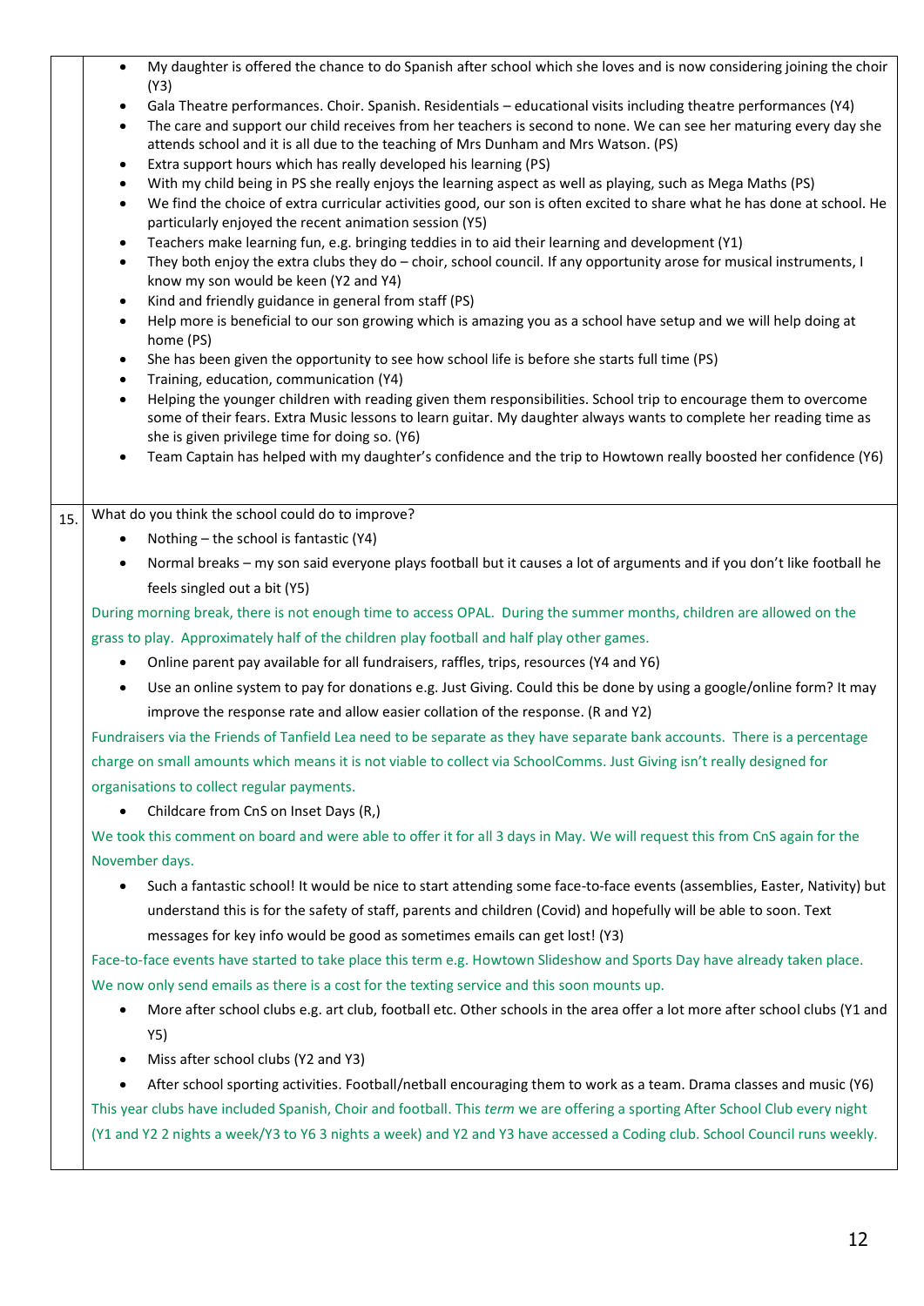| | |
|---|---|
| | - My daughter is offered the chance to do Spanish after school which she loves and is now considering joining the choir (Y3)<br>- Gala Theatre performances. Choir. Spanish. Residentials – educational visits including theatre performances (Y4)<br>- The care and support our child receives from her teachers is second to none. We can see her maturing every day she attends school and it is all due to the teaching of Mrs Dunham and Mrs Watson. (PS)<br>- Extra support hours which has really developed his learning (PS)<br>- With my child being in PS she really enjoys the learning aspect as well as playing, such as Mega Maths (PS)<br>- We find the choice of extra curricular activities good, our son is often excited to share what he has done at school. He particularly enjoyed the recent animation session (Y5)<br>- Teachers make learning fun, e.g. bringing teddies in to aid their learning and development (Y1)<br>- They both enjoy the extra clubs they do – choir, school council. If any opportunity arose for musical instruments, I know my son would be keen (Y2 and Y4)<br>- Kind and friendly guidance in general from staff (PS)<br>- Help more is beneficial to our son growing which is amazing you as a school have setup and we will help doing at home (PS)<br>- She has been given the opportunity to see how school life is before she starts full time (PS)<br>- Training, education, communication (Y4)<br>- Helping the younger children with reading given them responsibilities. School trip to encourage them to overcome some of their fears. Extra Music lessons to learn guitar. My daughter always wants to complete her reading time as she is given privilege time for doing so. (Y6)<br>- Team Captain has helped with my daughter's confidence and the trip to Howtown really boosted her confidence (Y6) |
| 15. | What do you think the school could do to improve?<br>- Nothing – the school is fantastic (Y4)<br>- Normal breaks – my son said everyone plays football but it causes a lot of arguments and if you don't like football he feels singled out a bit (Y5)<br><br>During morning break, there is not enough time to access OPAL. During the summer months, children are allowed on the grass to play. Approximately half of the children play football and half play other games.<br>- Online parent pay available for all fundraisers, raffles, trips, resources (Y4 and Y6)<br>- Use an online system to pay for donations e.g. Just Giving. Could this be done by using a google/online form? It may improve the response rate and allow easier collation of the response. (R and Y2)<br><br>Fundraisers via the Friends of Tanfield Lea need to be separate as they have separate bank accounts. There is a percentage charge on small amounts which means it is not viable to collect via SchoolComms. Just Giving isn't really designed for organisations to collect regular payments.<br>- Childcare from CnS on Inset Days (R,)<br><br>We took this comment on board and were able to offer it for all 3 days in May. We will request this from CnS again for the November days.<br>- Such a fantastic school! It would be nice to start attending some face-to-face events (assemblies, Easter, Nativity) but understand this is for the safety of staff, parents and children (Covid) and hopefully will be able to soon. Text messages for key info would be good as sometimes emails can get lost! (Y3)<br><br>Face-to-face events have started to take place this term e.g. Howtown Slideshow and Sports Day have already taken place. We now only send emails as there is a cost for the texting service and this soon mounts up.<br>- More after school clubs e.g. art club, football etc. Other schools in the area offer a lot more after school clubs (Y1 and Y5)<br>- Miss after school clubs (Y2 and Y3)<br>- After school sporting activities. Football/netball encouraging them to work as a team. Drama classes and music (Y6)<br><br>This year clubs have included Spanish, Choir and football. This *term* we are offering a sporting After School Club every night (Y1 and Y2 2 nights a week/Y3 to Y6 3 nights a week) and Y2 and Y3 have accessed a Coding club. School Council runs weekly. |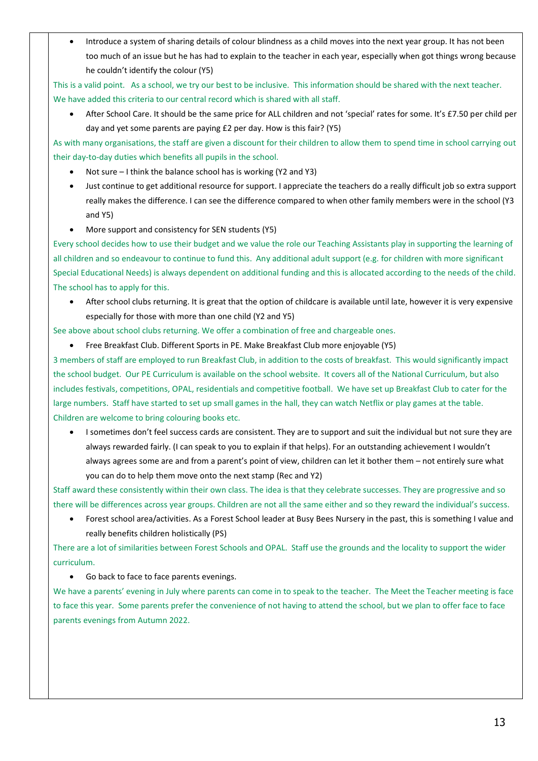- Introduce a system of sharing details of colour blindness as a child moves into the next year group. It has not been too much of an issue but he has had to explain to the teacher in each year, especially when got things wrong because he couldn't identify the colour (Y5)

This is a valid point. As a school, we try our best to be inclusive. This information should be shared with the next teacher. We have added this criteria to our central record which is shared with all staff.

- After School Care. It should be the same price for ALL children and not 'special' rates for some. It's £7.50 per child per day and yet some parents are paying £2 per day. How is this fair? (Y5)

As with many organisations, the staff are given a discount for their children to allow them to spend time in school carrying out their day-to-day duties which benefits all pupils in the school.

- Not sure – I think the balance school has is working (Y2 and Y3)
- Just continue to get additional resource for support. I appreciate the teachers do a really difficult job so extra support really makes the difference. I can see the difference compared to when other family members were in the school (Y3 and Y5)
- More support and consistency for SEN students (Y5)

Every school decides how to use their budget and we value the role our Teaching Assistants play in supporting the learning of all children and so endeavour to continue to fund this. Any additional adult support (e.g. for children with more significant Special Educational Needs) is always dependent on additional funding and this is allocated according to the needs of the child. The school has to apply for this.

- After school clubs returning. It is great that the option of childcare is available until late, however it is very expensive especially for those with more than one child (Y2 and Y5)

See above about school clubs returning. We offer a combination of free and chargeable ones.

- Free Breakfast Club. Different Sports in PE. Make Breakfast Club more enjoyable (Y5)

3 members of staff are employed to run Breakfast Club, in addition to the costs of breakfast. This would significantly impact the school budget. Our PE Curriculum is available on the school website. It covers all of the National Curriculum, but also includes festivals, competitions, OPAL, residentials and competitive football. We have set up Breakfast Club to cater for the large numbers. Staff have started to set up small games in the hall, they can watch Netflix or play games at the table. Children are welcome to bring colouring books etc.

- I sometimes don't feel success cards are consistent. They are to support and suit the individual but not sure they are always rewarded fairly. (I can speak to you to explain if that helps). For an outstanding achievement I wouldn't always agrees some are and from a parent's point of view, children can let it bother them – not entirely sure what you can do to help them move onto the next stamp (Rec and Y2)

Staff award these consistently within their own class. The idea is that they celebrate successes. They are progressive and so there will be differences across year groups. Children are not all the same either and so they reward the individual's success.

- Forest school area/activities. As a Forest School leader at Busy Bees Nursery in the past, this is something I value and really benefits children holistically (PS)

There are a lot of similarities between Forest Schools and OPAL. Staff use the grounds and the locality to support the wider curriculum.

- Go back to face to face parents evenings.

We have a parents' evening in July where parents can come in to speak to the teacher. The Meet the Teacher meeting is face to face this year. Some parents prefer the convenience of not having to attend the school, but we plan to offer face to face parents evenings from Autumn 2022.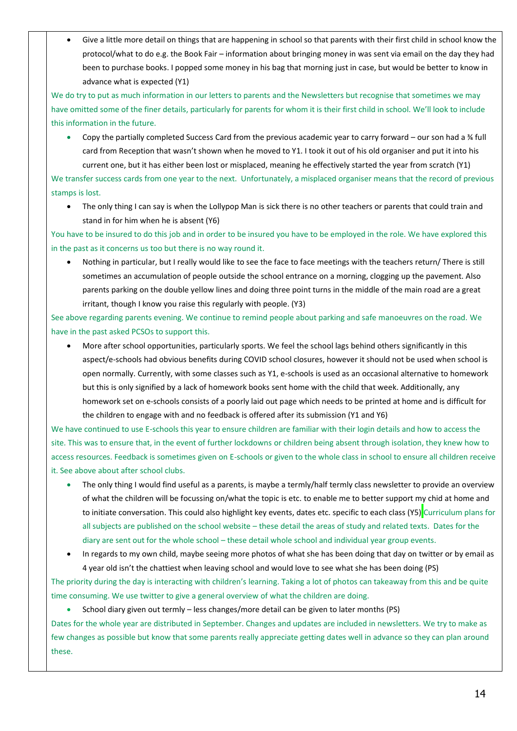- Give a little more detail on things that are happening in school so that parents with their first child in school know the protocol/what to do e.g. the Book Fair – information about bringing money in was sent via email on the day they had been to purchase books. I popped some money in his bag that morning just in case, but would be better to know in advance what is expected (Y1)

We do try to put as much information in our letters to parents and the Newsletters but recognise that sometimes we may have omitted some of the finer details, particularly for parents for whom it is their first child in school. We'll look to include this information in the future.

- Copy the partially completed Success Card from the previous academic year to carry forward – our son had a ¾ full card from Reception that wasn't shown when he moved to Y1. I took it out of his old organiser and put it into his current one, but it has either been lost or misplaced, meaning he effectively started the year from scratch (Y1)

We transfer success cards from one year to the next. Unfortunately, a misplaced organiser means that the record of previous stamps is lost.

- The only thing I can say is when the Lollypop Man is sick there is no other teachers or parents that could train and stand in for him when he is absent (Y6)

You have to be insured to do this job and in order to be insured you have to be employed in the role. We have explored this in the past as it concerns us too but there is no way round it.

- Nothing in particular, but I really would like to see the face to face meetings with the teachers return/ There is still sometimes an accumulation of people outside the school entrance on a morning, clogging up the pavement. Also parents parking on the double yellow lines and doing three point turns in the middle of the main road are a great irritant, though I know you raise this regularly with people. (Y3)

See above regarding parents evening. We continue to remind people about parking and safe manoeuvres on the road. We have in the past asked PCSOs to support this.

- More after school opportunities, particularly sports. We feel the school lags behind others significantly in this aspect/e-schools had obvious benefits during COVID school closures, however it should not be used when school is open normally. Currently, with some classes such as Y1, e-schools is used as an occasional alternative to homework but this is only signified by a lack of homework books sent home with the child that week. Additionally, any homework set on e-schools consists of a poorly laid out page which needs to be printed at home and is difficult for the children to engage with and no feedback is offered after its submission (Y1 and Y6)

We have continued to use E-schools this year to ensure children are familiar with their login details and how to access the site. This was to ensure that, in the event of further lockdowns or children being absent through isolation, they knew how to access resources. Feedback is sometimes given on E-schools or given to the whole class in school to ensure all children receive it. See above about after school clubs.

- The only thing I would find useful as a parents, is maybe a termly/half termly class newsletter to provide an overview of what the children will be focussing on/what the topic is etc. to enable me to better support my chid at home and to initiate conversation. This could also highlight key events, dates etc. specific to each class (Y5) Curriculum plans for all subjects are published on the school website – these detail the areas of study and related texts. Dates for the diary are sent out for the whole school – these detail whole school and individual year group events.
- In regards to my own child, maybe seeing more photos of what she has been doing that day on twitter or by email as 4 year old isn't the chattiest when leaving school and would love to see what she has been doing (PS)

The priority during the day is interacting with children's learning. Taking a lot of photos can takeaway from this and be quite time consuming. We use twitter to give a general overview of what the children are doing.

- School diary given out termly – less changes/more detail can be given to later months (PS)

Dates for the whole year are distributed in September. Changes and updates are included in newsletters. We try to make as few changes as possible but know that some parents really appreciate getting dates well in advance so they can plan around these.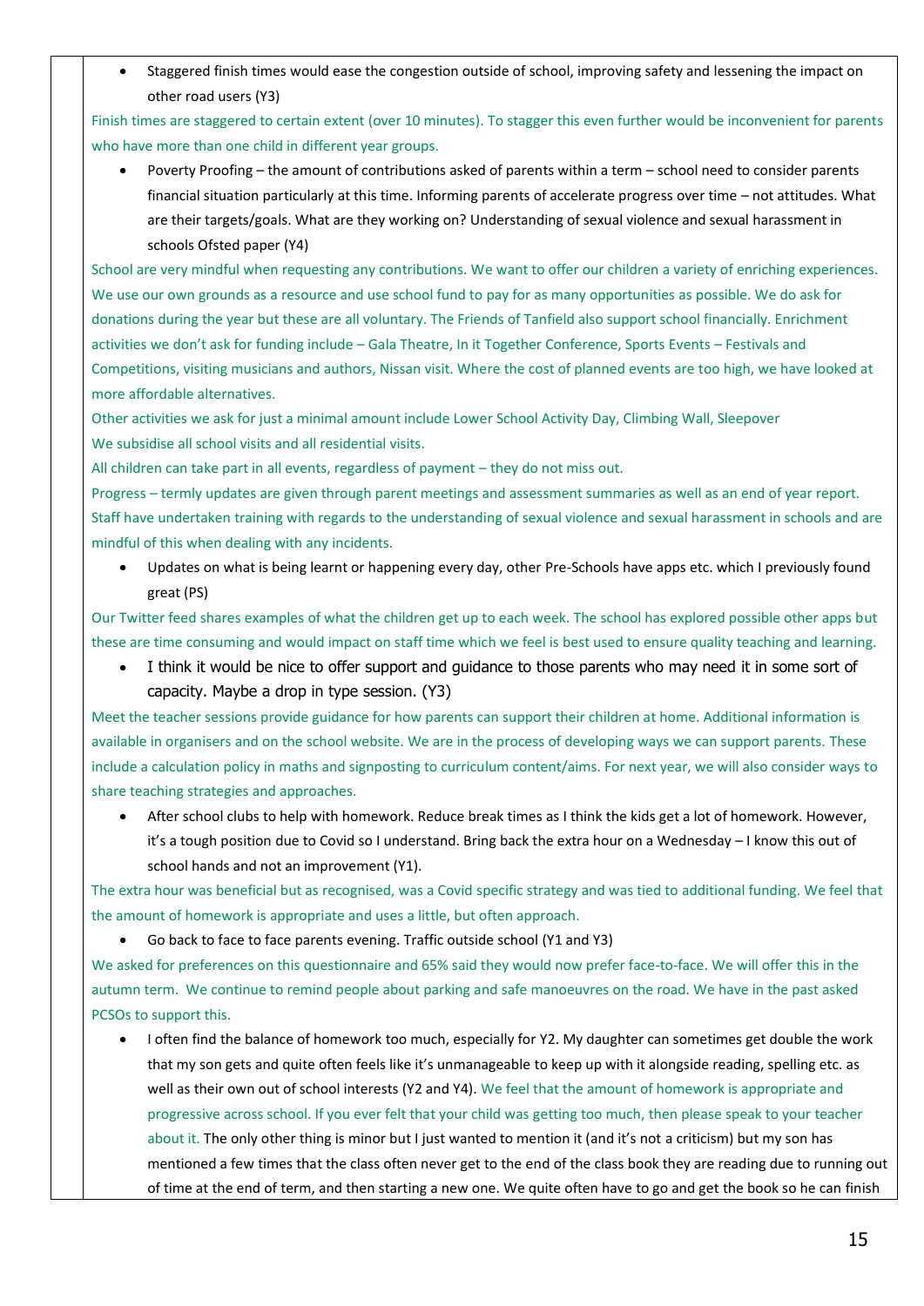- Staggered finish times would ease the congestion outside of school, improving safety and lessening the impact on other road users (Y3)

Finish times are staggered to certain extent (over 10 minutes). To stagger this even further would be inconvenient for parents who have more than one child in different year groups.

- Poverty Proofing – the amount of contributions asked of parents within a term – school need to consider parents financial situation particularly at this time. Informing parents of accelerate progress over time – not attitudes. What are their targets/goals. What are they working on? Understanding of sexual violence and sexual harassment in schools Ofsted paper (Y4)

School are very mindful when requesting any contributions. We want to offer our children a variety of enriching experiences. We use our own grounds as a resource and use school fund to pay for as many opportunities as possible. We do ask for donations during the year but these are all voluntary. The Friends of Tanfield also support school financially. Enrichment activities we don't ask for funding include – Gala Theatre, In it Together Conference, Sports Events – Festivals and Competitions, visiting musicians and authors, Nissan visit. Where the cost of planned events are too high, we have looked at more affordable alternatives.

Other activities we ask for just a minimal amount include Lower School Activity Day, Climbing Wall, Sleepover

We subsidise all school visits and all residential visits.

All children can take part in all events, regardless of payment – they do not miss out.

Progress – termly updates are given through parent meetings and assessment summaries as well as an end of year report.

Staff have undertaken training with regards to the understanding of sexual violence and sexual harassment in schools and are mindful of this when dealing with any incidents.

- Updates on what is being learnt or happening every day, other Pre-Schools have apps etc. which I previously found great (PS)

Our Twitter feed shares examples of what the children get up to each week. The school has explored possible other apps but these are time consuming and would impact on staff time which we feel is best used to ensure quality teaching and learning.

- I think it would be nice to offer support and guidance to those parents who may need it in some sort of capacity. Maybe a drop in type session. (Y3)

Meet the teacher sessions provide guidance for how parents can support their children at home. Additional information is available in organisers and on the school website. We are in the process of developing ways we can support parents. These include a calculation policy in maths and signposting to curriculum content/aims. For next year, we will also consider ways to share teaching strategies and approaches.

- After school clubs to help with homework. Reduce break times as I think the kids get a lot of homework. However, it's a tough position due to Covid so I understand. Bring back the extra hour on a Wednesday – I know this out of school hands and not an improvement (Y1).

The extra hour was beneficial but as recognised, was a Covid specific strategy and was tied to additional funding. We feel that the amount of homework is appropriate and uses a little, but often approach.

- Go back to face to face parents evening. Traffic outside school (Y1 and Y3)

We asked for preferences on this questionnaire and 65% said they would now prefer face-to-face. We will offer this in the autumn term. We continue to remind people about parking and safe manoeuvres on the road. We have in the past asked PCSOs to support this.

- I often find the balance of homework too much, especially for Y2. My daughter can sometimes get double the work that my son gets and quite often feels like it's unmanageable to keep up with it alongside reading, spelling etc. as well as their own out of school interests (Y2 and Y4). We feel that the amount of homework is appropriate and progressive across school. If you ever felt that your child was getting too much, then please speak to your teacher about it. The only other thing is minor but I just wanted to mention it (and it's not a criticism) but my son has mentioned a few times that the class often never get to the end of the class book they are reading due to running out of time at the end of term, and then starting a new one. We quite often have to go and get the book so he can finish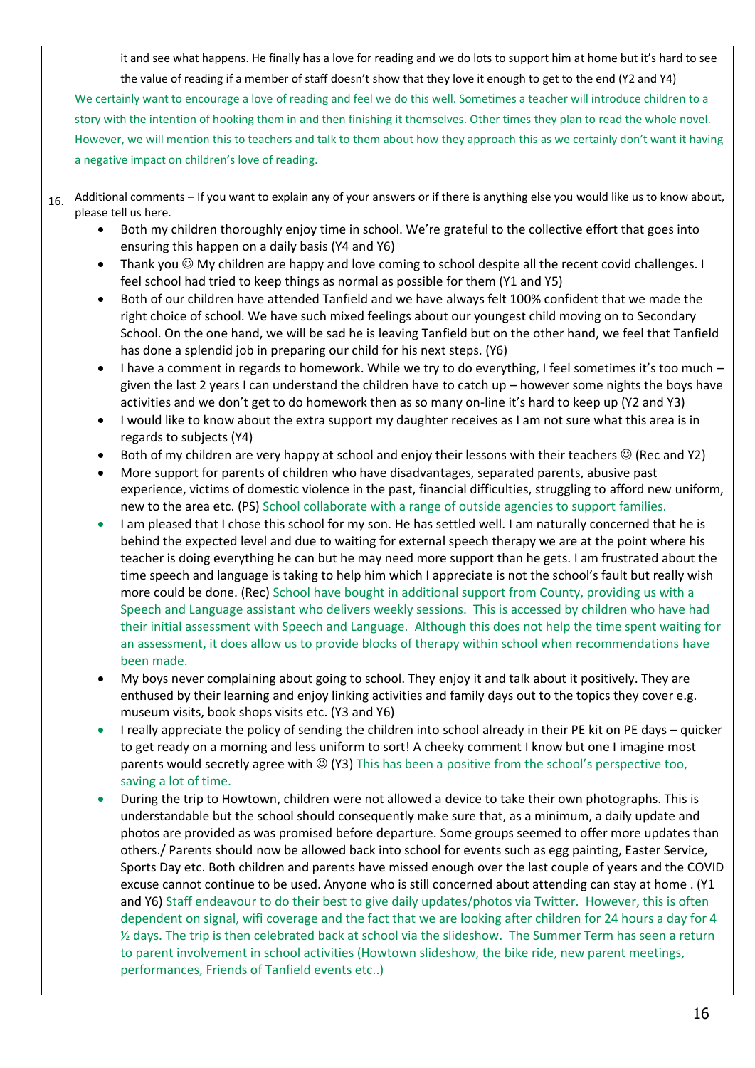it and see what happens. He finally has a love for reading and we do lots to support him at home but it's hard to see the value of reading if a member of staff doesn't show that they love it enough to get to the end (Y2 and Y4)

We certainly want to encourage a love of reading and feel we do this well. Sometimes a teacher will introduce children to a story with the intention of hooking them in and then finishing it themselves. Other times they plan to read the whole novel. However, we will mention this to teachers and talk to them about how they approach this as we certainly don't want it having a negative impact on children's love of reading.

16. Additional comments – If you want to explain any of your answers or if there is anything else you would like us to know about, please tell us here.

- Both my children thoroughly enjoy time in school. We're grateful to the collective effort that goes into ensuring this happen on a daily basis (Y4 and Y6)
- Thank you ☺ My children are happy and love coming to school despite all the recent covid challenges. I feel school had tried to keep things as normal as possible for them (Y1 and Y5)
- Both of our children have attended Tanfield and we have always felt 100% confident that we made the right choice of school. We have such mixed feelings about our youngest child moving on to Secondary School. On the one hand, we will be sad he is leaving Tanfield but on the other hand, we feel that Tanfield has done a splendid job in preparing our child for his next steps. (Y6)
- I have a comment in regards to homework. While we try to do everything, I feel sometimes it's too much – given the last 2 years I can understand the children have to catch up – however some nights the boys have activities and we don't get to do homework then as so many on-line it's hard to keep up (Y2 and Y3)
- I would like to know about the extra support my daughter receives as I am not sure what this area is in regards to subjects (Y4)
- Both of my children are very happy at school and enjoy their lessons with their teachers ☺ (Rec and Y2)
- More support for parents of children who have disadvantages, separated parents, abusive past experience, victims of domestic violence in the past, financial difficulties, struggling to afford new uniform, new to the area etc. (PS) School collaborate with a range of outside agencies to support families.
- I am pleased that I chose this school for my son. He has settled well. I am naturally concerned that he is behind the expected level and due to waiting for external speech therapy we are at the point where his teacher is doing everything he can but he may need more support than he gets. I am frustrated about the time speech and language is taking to help him which I appreciate is not the school's fault but really wish more could be done. (Rec) School have bought in additional support from County, providing us with a Speech and Language assistant who delivers weekly sessions. This is accessed by children who have had their initial assessment with Speech and Language. Although this does not help the time spent waiting for an assessment, it does allow us to provide blocks of therapy within school when recommendations have been made.
- My boys never complaining about going to school. They enjoy it and talk about it positively. They are enthused by their learning and enjoy linking activities and family days out to the topics they cover e.g. museum visits, book shops visits etc. (Y3 and Y6)
- I really appreciate the policy of sending the children into school already in their PE kit on PE days – quicker to get ready on a morning and less uniform to sort! A cheeky comment I know but one I imagine most parents would secretly agree with ☺ (Y3) This has been a positive from the school's perspective too, saving a lot of time.
- During the trip to Howtown, children were not allowed a device to take their own photographs. This is understandable but the school should consequently make sure that, as a minimum, a daily update and photos are provided as was promised before departure. Some groups seemed to offer more updates than others./ Parents should now be allowed back into school for events such as egg painting, Easter Service, Sports Day etc. Both children and parents have missed enough over the last couple of years and the COVID excuse cannot continue to be used. Anyone who is still concerned about attending can stay at home . (Y1 and Y6) Staff endeavour to do their best to give daily updates/photos via Twitter. However, this is often dependent on signal, wifi coverage and the fact that we are looking after children for 24 hours a day for 4 ½ days. The trip is then celebrated back at school via the slideshow. The Summer Term has seen a return to parent involvement in school activities (Howtown slideshow, the bike ride, new parent meetings, performances, Friends of Tanfield events etc..)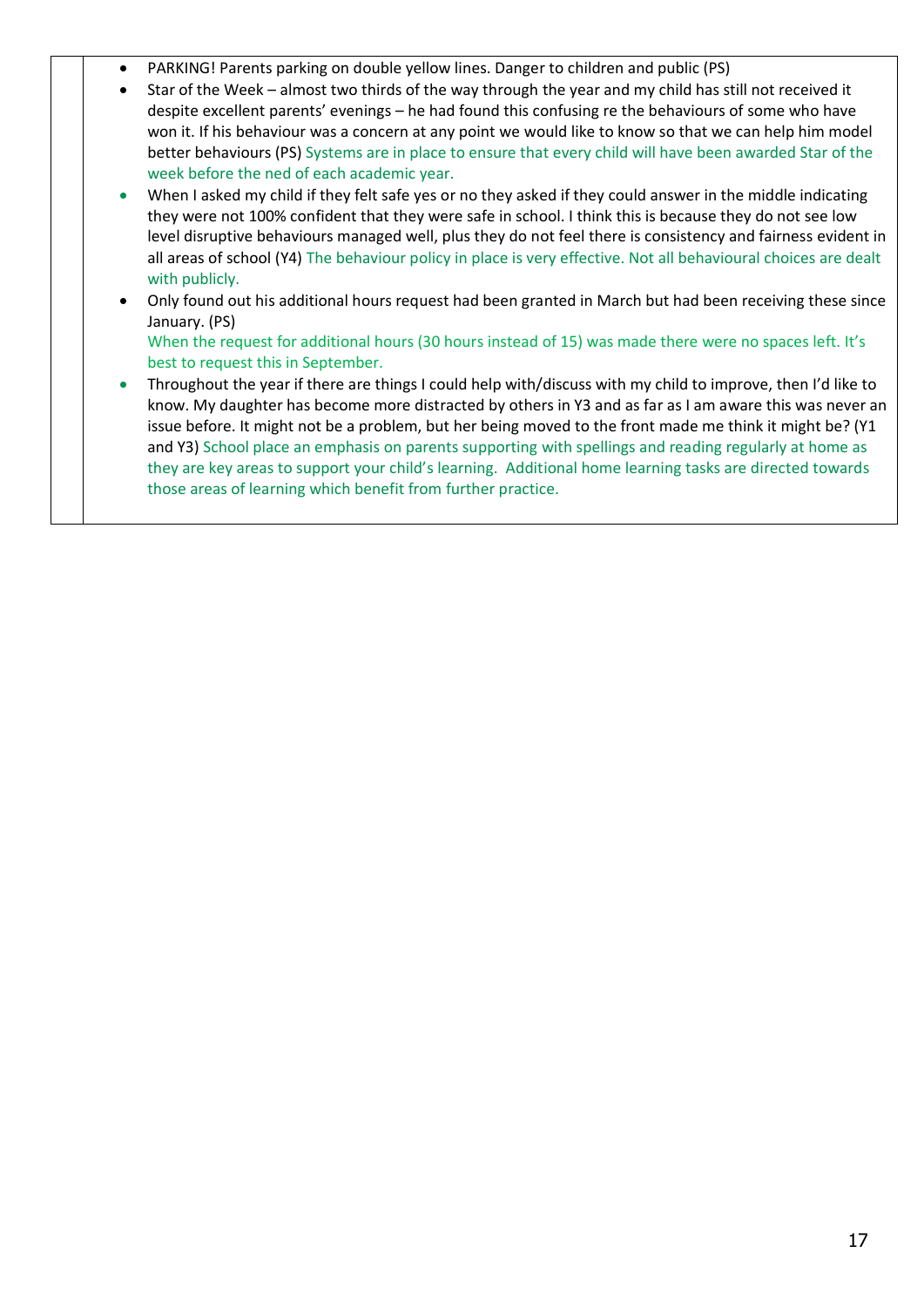- PARKING! Parents parking on double yellow lines. Danger to children and public (PS)
- Star of the Week – almost two thirds of the way through the year and my child has still not received it despite excellent parents' evenings – he had found this confusing re the behaviours of some who have won it. If his behaviour was a concern at any point we would like to know so that we can help him model better behaviours (PS) Systems are in place to ensure that every child will have been awarded Star of the week before the ned of each academic year.
- When I asked my child if they felt safe yes or no they asked if they could answer in the middle indicating they were not 100% confident that they were safe in school. I think this is because they do not see low level disruptive behaviours managed well, plus they do not feel there is consistency and fairness evident in all areas of school (Y4) The behaviour policy in place is very effective. Not all behavioural choices are dealt with publicly.
- Only found out his additional hours request had been granted in March but had been receiving these since January. (PS)
  When the request for additional hours (30 hours instead of 15) was made there were no spaces left. It's best to request this in September.
- Throughout the year if there are things I could help with/discuss with my child to improve, then I'd like to know. My daughter has become more distracted by others in Y3 and as far as I am aware this was never an issue before. It might not be a problem, but her being moved to the front made me think it might be? (Y1 and Y3) School place an emphasis on parents supporting with spellings and reading regularly at home as they are key areas to support your child's learning. Additional home learning tasks are directed towards those areas of learning which benefit from further practice.